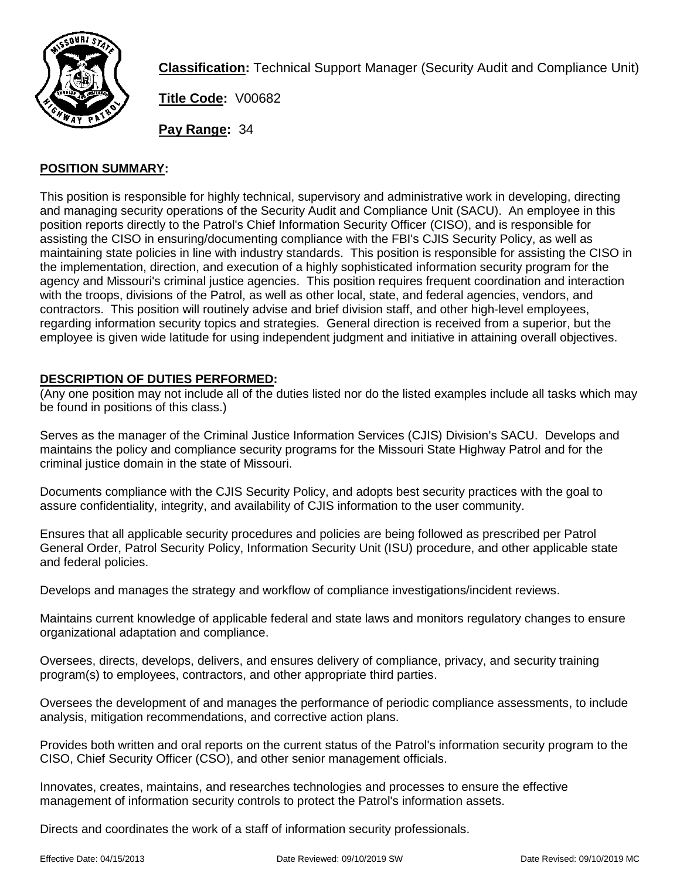**Classification:** Technical Support Manager (Security Audit and Compliance Unit)

**Title Code:** V00682

**Pay Range:** 34

## POSITION SUMMARY:

This position is responsible for highly technical, supervisory and administrative work in developing, directing and managing security operations of the Security Audit and Compliance Unit (SACU). An employee in this position reports directly to the Patrol's Chief Information Security Officer (CISO), and is responsible for assisting the CISO in ensuring/documenting compliance with the FBI's CJIS Security Policy, as well as maintaining state policies in line with industry standards. This position is responsible for assisting the CISO in the implementation, direction, and execution of a highly sophisticated information security program for the agency and Missouri's criminal justice agencies. This position requires frequent coordination and interaction with the troops, divisions of the Patrol, as well as other local, state, and federal agencies, vendors, and contractors. This position will routinely advise and brief division staff, and other high-level employees, regarding information security topics and strategies. General direction is received from a superior, but the employee is given wide latitude for using independent judgment and initiative in attaining overall objectives.

## DESCRIPTION OF DUTIES PERFORMED:

(Any one position may not include all of the duties listed nor do the listed examples include all tasks which may be found in positions of this class.)

Serves as the manager of the Criminal Justice Information Services (CJIS) Division's SACU. Develops and maintains the policy and compliance security programs for the Missouri State Highway Patrol and for the criminal justice domain in the state of Missouri.

Documents compliance with the CJIS Security Policy, and adopts best security practices with the goal to assure confidentiality, integrity, and availability of CJIS information to the user community.

Ensures that all applicable security procedures and policies are being followed as prescribed per Patrol General Order, Patrol Security Policy, Information Security Unit (ISU) procedure, and other applicable state and federal policies.

Develops and manages the strategy and workflow of compliance investigations/incident reviews.

Maintains current knowledge of applicable federal and state laws and monitors regulatory changes to ensure organizational adaptation and compliance.

Oversees, directs, develops, delivers, and ensures delivery of compliance, privacy, and security training program(s) to employees, contractors, and other appropriate third parties.

Oversees the development of and manages the performance of periodic compliance assessments, to include analysis, mitigation recommendations, and corrective action plans.

Provides both written and oral reports on the current status of the Patrol's information security program to the CISO, Chief Security Officer (CSO), and other senior management officials.

Innovates, creates, maintains, and researches technologies and processes to ensure the effective management of information security controls to protect the Patrol's information assets.

Directs and coordinates the work of a staff of information security professionals.

Effective Date: 04/15/2013 Date Reviewed: 09/10/2019 SW Date Revised: 09/10/2019 MC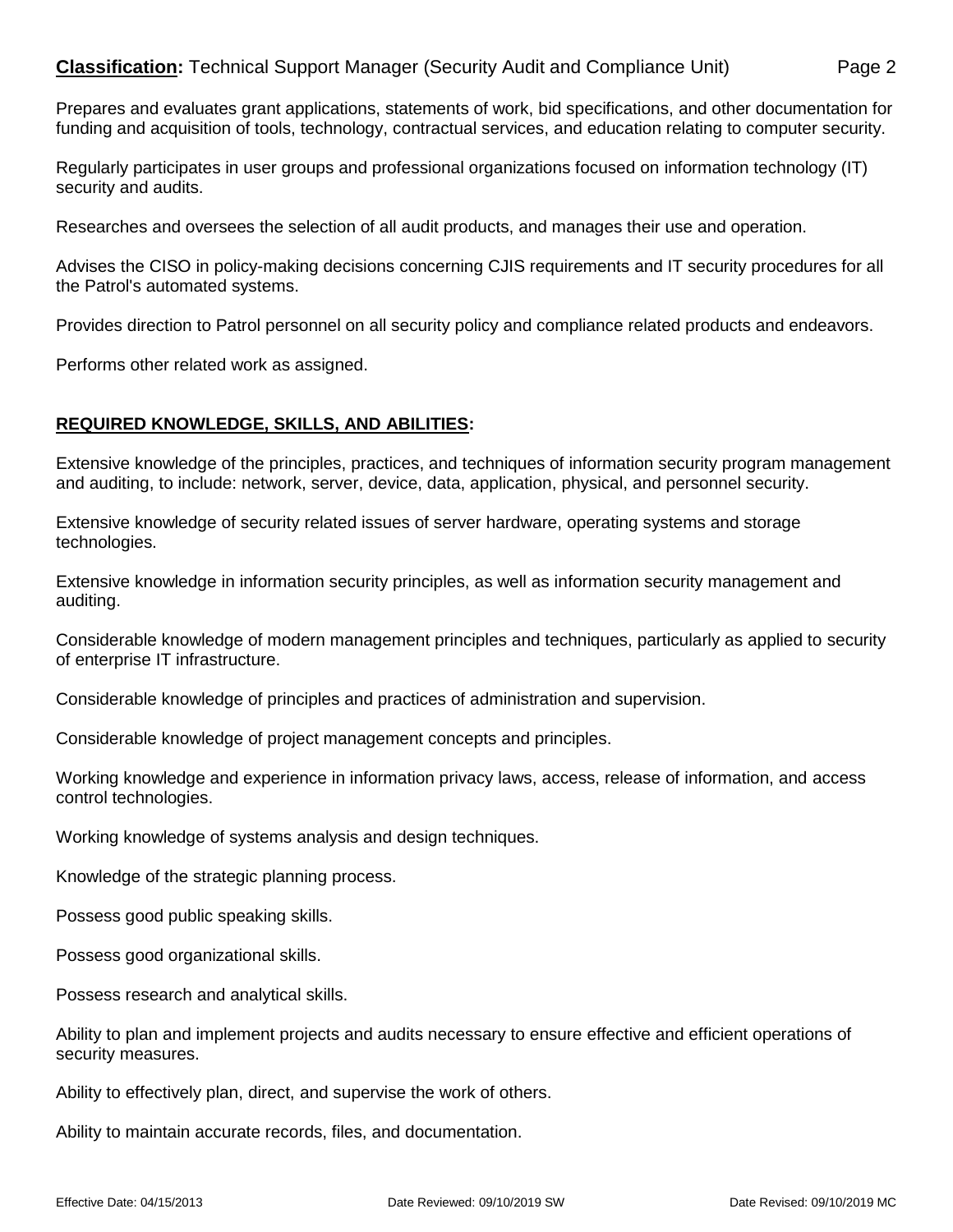Prepares and evaluates grant applications, statements of work, bid specifications, and other documentation for funding and acquisition of tools, technology, contractual services, and education relating to computer security.

Regularly participates in user groups and professional organizations focused on information technology (IT) security and audits.

Researches and oversees the selection of all audit products, and manages their use and operation.

Advises the CISO in policy-making decisions concerning CJIS requirements and IT security procedures for all the Patrol's automated systems.

Provides direction to Patrol personnel on all security policy and compliance related products and endeavors.

Performs other related work as assigned.

## REQUIRED KNOWLEDGE, SKILLS, AND ABILITIES:

Extensive knowledge of the principles, practices, and techniques of information security program management and auditing, to include: network, server, device, data, application, physical, and personnel security.

Extensive knowledge of security related issues of server hardware, operating systems and storage technologies.

Extensive knowledge in information security principles, as well as information security management and auditing.

Considerable knowledge of modern management principles and techniques, particularly as applied to security of enterprise IT infrastructure.

Considerable knowledge of principles and practices of administration and supervision.

Considerable knowledge of project management concepts and principles.

Working knowledge and experience in information privacy laws, access, release of information, and access control technologies.

Working knowledge of systems analysis and design techniques.

Knowledge of the strategic planning process.

Possess good public speaking skills.

Possess good organizational skills.

Possess research and analytical skills.

Ability to plan and implement projects and audits necessary to ensure effective and efficient operations of security measures.

Ability to effectively plan, direct, and supervise the work of others.

Ability to maintain accurate records, files, and documentation.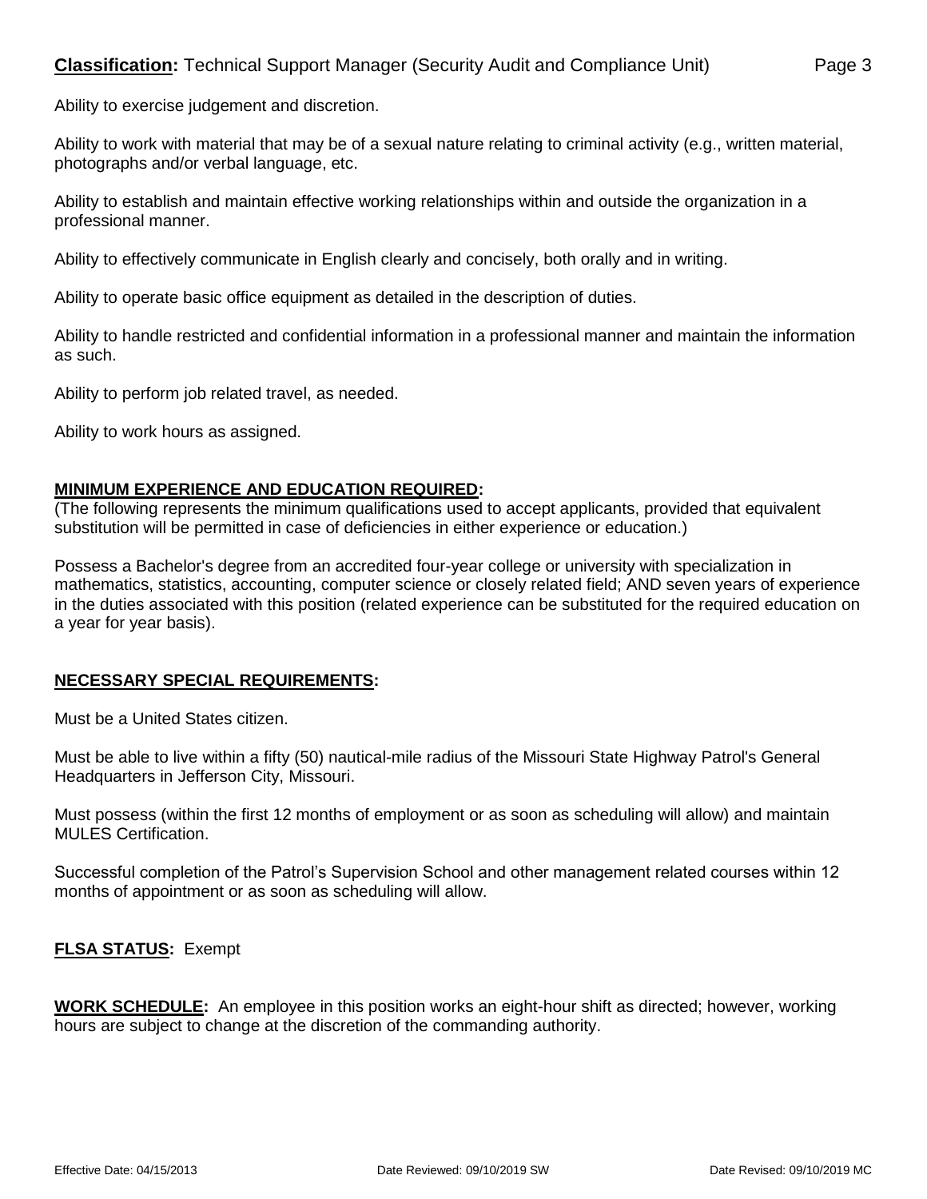Ability to exercise judgement and discretion.

Ability to work with material that may be of a sexual nature relating to criminal activity (e.g., written material, photographs and/or verbal language, etc.

Ability to establish and maintain effective working relationships within and outside the organization in a professional manner.

Ability to effectively communicate in English clearly and concisely, both orally and in writing.

Ability to operate basic office equipment as detailed in the description of duties.

Ability to handle restricted and confidential information in a professional manner and maintain the information as such.

Ability to perform job related travel, as needed.

Ability to work hours as assigned.

## MINIMUM EXPERIENCE AND EDUCATION REQUIRED:

(The following represents the minimum qualifications used to accept applicants, provided that equivalent substitution will be permitted in case of deficiencies in either experience or education.)

Possess a Bachelor's degree from an accredited four-year college or university with specialization in mathematics, statistics, accounting, computer science or closely related field; AND seven years of experience in the duties associated with this position (related experience can be substituted for the required education on a year for year basis).

## NECESSARY SPECIAL REQUIREMENTS:

Must be a United States citizen.

Must be able to live within a fifty (50) nautical-mile radius of the Missouri State Highway Patrol's General Headquarters in Jefferson City, Missouri.

Must possess (within the first 12 months of employment or as soon as scheduling will allow) and maintain MULES Certification.

Successful completion of the Patrol's Supervision School and other management related courses within 12 months of appointment or as soon as scheduling will allow.

**FLSA STATUS:** Exempt

**WORK SCHEDULE:** An employee in this position works an eight-hour shift as directed; however, working hours are subject to change at the discretion of the commanding authority.

Effective Date: 04/15/2013 Date Reviewed: 09/10/2019 SW Date Revised: 09/10/2019 MC